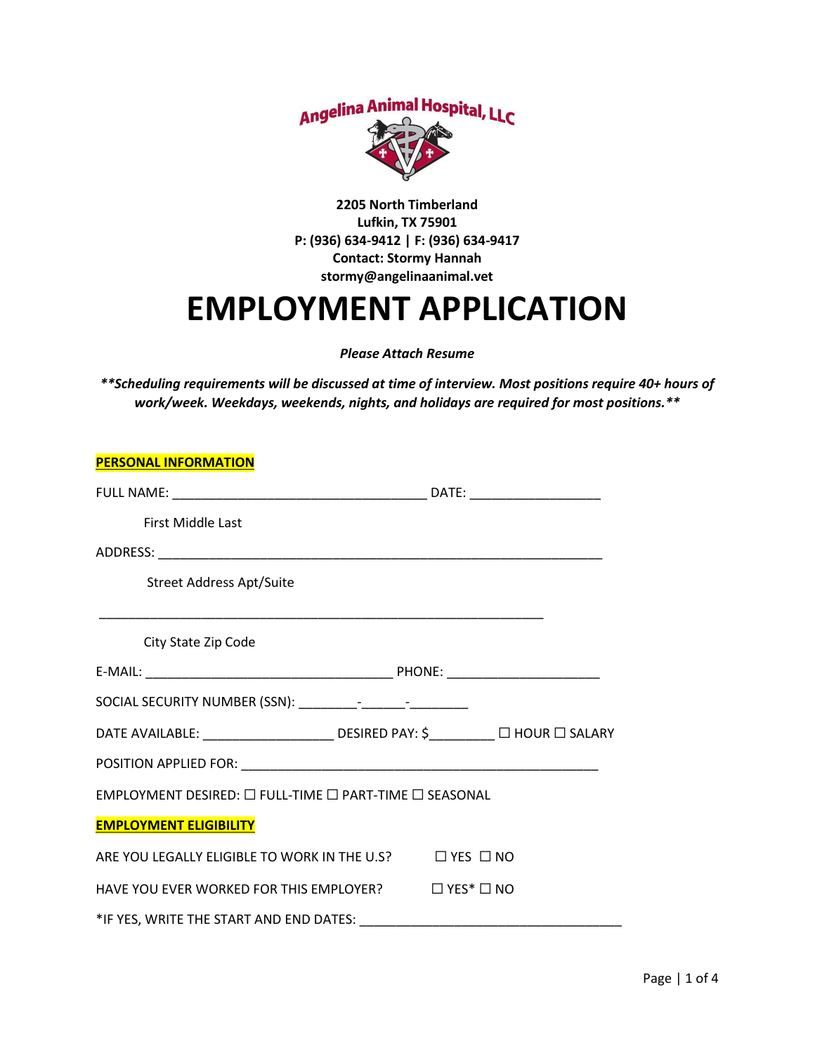Angelina Animal Hospital, LLC

**2205 North Timberland**
**Lufkin, TX 75901**
**P: (936) 634-9412 | F: (936) 634-9417**
**Contact: Stormy Hannah**
**stormy@angelinaanimal.vet**

# EMPLOYMENT APPLICATION

***Please Attach Resume***

***\*\*Scheduling requirements will be discussed at time of interview. Most positions require 40+ hours of work/week. Weekdays, weekends, nights, and holidays are required for most positions.\*\****

**PERSONAL INFORMATION**

FULL NAME: ___________________________________ DATE: __________________

First Middle Last

ADDRESS: _____________________________________________________________

Street Address Apt/Suite

_____________________________________________________________

City State Zip Code

E-MAIL: __________________________________ PHONE: _____________________

SOCIAL SECURITY NUMBER (SSN): ________-______-________

DATE AVAILABLE: __________________ DESIRED PAY: $_________ ☐ HOUR ☐ SALARY

POSITION APPLIED FOR: _________________________________________________

EMPLOYMENT DESIRED: ☐ FULL-TIME ☐ PART-TIME ☐ SEASONAL

**EMPLOYMENT ELIGIBILITY**

ARE YOU LEGALLY ELIGIBLE TO WORK IN THE U.S? ☐ YES ☐ NO

HAVE YOU EVER WORKED FOR THIS EMPLOYER? ☐ YES* ☐ NO

*IF YES, WRITE THE START AND END DATES: ____________________________________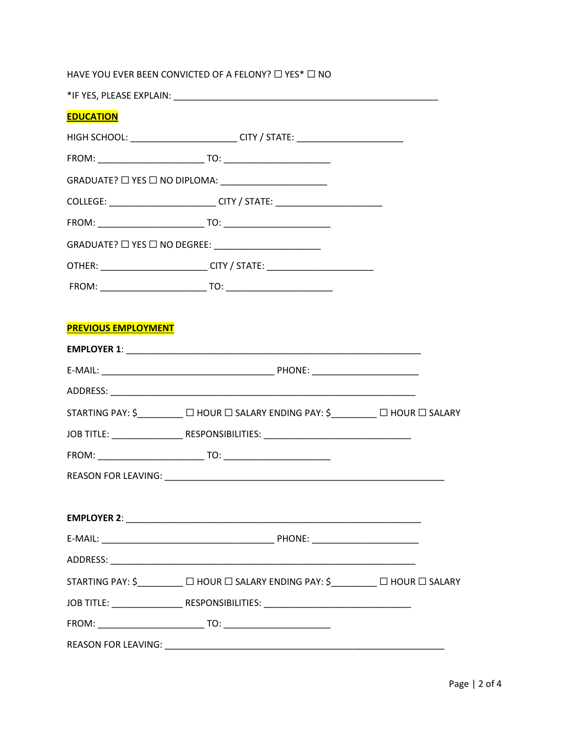HAVE YOU EVER BEEN CONVICTED OF A FELONY? ☐ YES* ☐ NO

*IF YES, PLEASE EXPLAIN: ______________________________________________________

## EDUCATION

HIGH SCHOOL: _____________________ CITY / STATE: _____________________

FROM: _____________________ TO: _____________________

GRADUATE? ☐ YES ☐ NO DIPLOMA: _____________________

COLLEGE: _____________________ CITY / STATE: _____________________

FROM: _____________________ TO: _____________________

GRADUATE? ☐ YES ☐ NO DEGREE: _____________________

OTHER: _____________________ CITY / STATE: _____________________

FROM: _____________________ TO: _____________________

## PREVIOUS EMPLOYMENT

**EMPLOYER 1**: ____________________________________________________________

E-MAIL: ___________________________________ PHONE: _____________________

ADDRESS: ______________________________________________________________

STARTING PAY: $_________ ☐ HOUR ☐ SALARY ENDING PAY: $_________ ☐ HOUR ☐ SALARY

JOB TITLE: ______________ RESPONSIBILITIES: ______________________________

FROM: _____________________ TO: _____________________

REASON FOR LEAVING: _________________________________________________________

**EMPLOYER 2**: ____________________________________________________________

E-MAIL: ___________________________________ PHONE: _____________________

ADDRESS: ______________________________________________________________

STARTING PAY: $_________ ☐ HOUR ☐ SALARY ENDING PAY: $_________ ☐ HOUR ☐ SALARY

JOB TITLE: ______________ RESPONSIBILITIES: ______________________________

FROM: _____________________ TO: _____________________

REASON FOR LEAVING: _________________________________________________________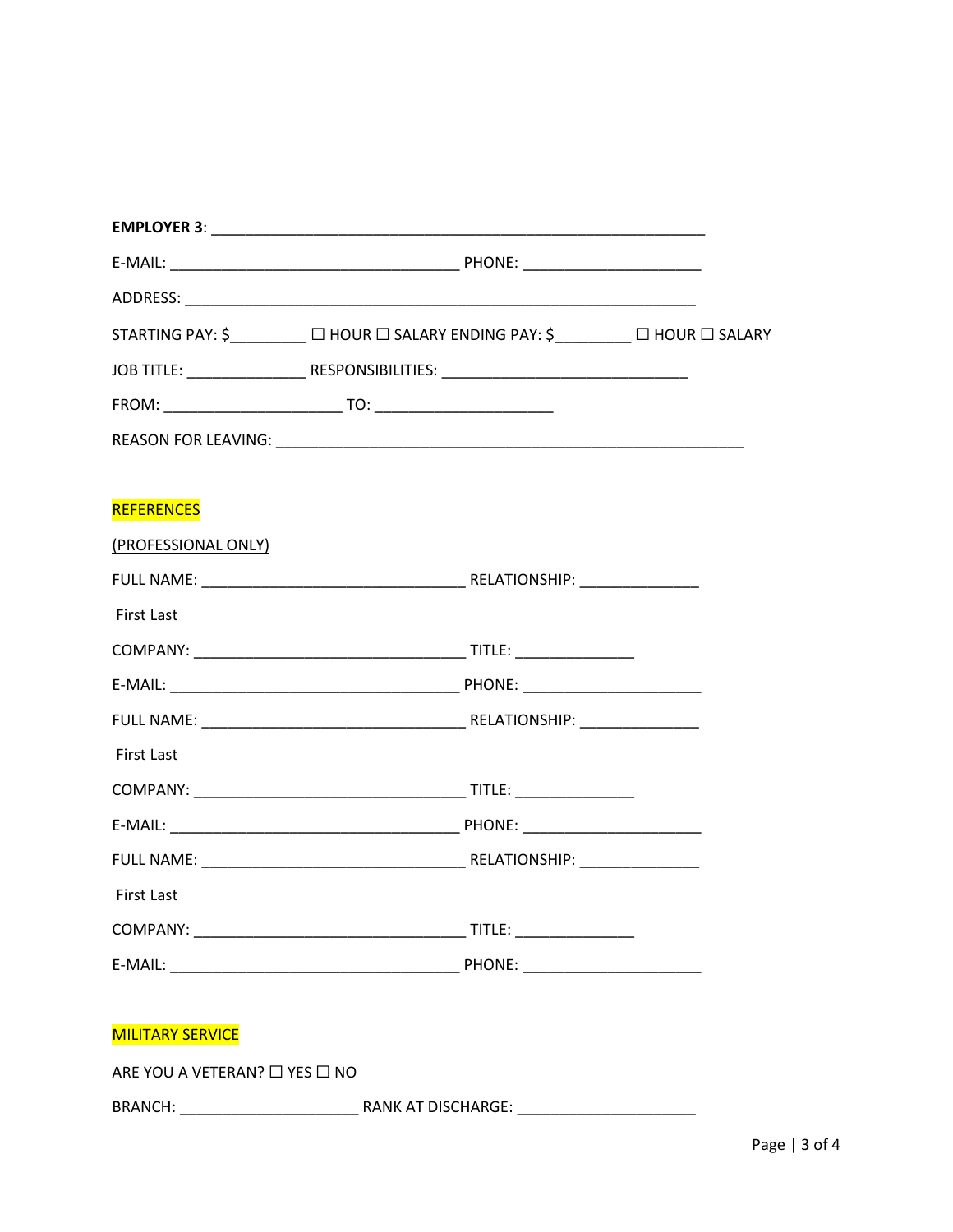**EMPLOYER 3**: ____________________________________________________________

E-MAIL: ____________________________________ PHONE: ______________________

ADDRESS: ________________________________________________________________

STARTING PAY: $_________ ☐ HOUR ☐ SALARY ENDING PAY: $_________ ☐ HOUR ☐ SALARY

JOB TITLE: ______________ RESPONSIBILITIES: ______________________________

FROM: ______________________ TO: ______________________

REASON FOR LEAVING: ___________________________________________________________

REFERENCES

(PROFESSIONAL ONLY)

FULL NAME: _________________________________ RELATIONSHIP: _______________

First Last

COMPANY: __________________________________ TITLE: ______________

E-MAIL: ____________________________________ PHONE: ______________________

FULL NAME: _________________________________ RELATIONSHIP: _______________

First Last

COMPANY: __________________________________ TITLE: ______________

E-MAIL: ____________________________________ PHONE: ______________________

FULL NAME: _________________________________ RELATIONSHIP: _______________

First Last

COMPANY: __________________________________ TITLE: ______________

E-MAIL: ____________________________________ PHONE: ______________________

MILITARY SERVICE

ARE YOU A VETERAN? ☐ YES ☐ NO

BRANCH: ______________________ RANK AT DISCHARGE: ______________________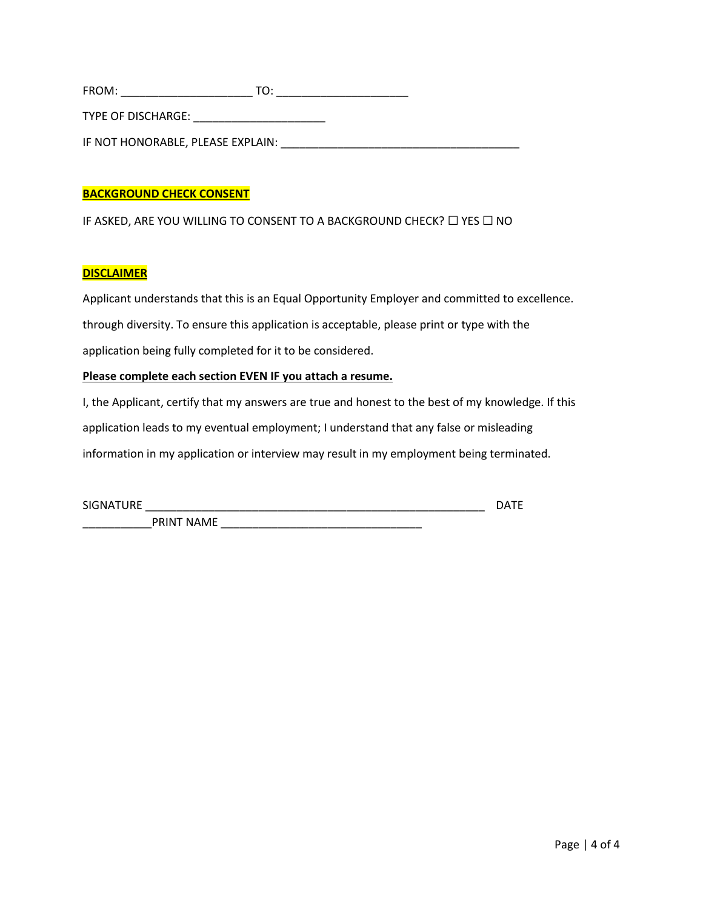FROM: ____________________ TO: ____________________

TYPE OF DISCHARGE: ____________________

IF NOT HONORABLE, PLEASE EXPLAIN: ____________________________________

**BACKGROUND CHECK CONSENT**

IF ASKED, ARE YOU WILLING TO CONSENT TO A BACKGROUND CHECK? ☐ YES ☐ NO

**DISCLAIMER**

Applicant understands that this is an Equal Opportunity Employer and committed to excellence. through diversity. To ensure this application is acceptable, please print or type with the application being fully completed for it to be considered.

**Please complete each section EVEN IF you attach a resume.**

I, the Applicant, certify that my answers are true and honest to the best of my knowledge. If this application leads to my eventual employment; I understand that any false or misleading information in my application or interview may result in my employment being terminated.

SIGNATURE ___________________________________________________ DATE ___________PRINT NAME ______________________________